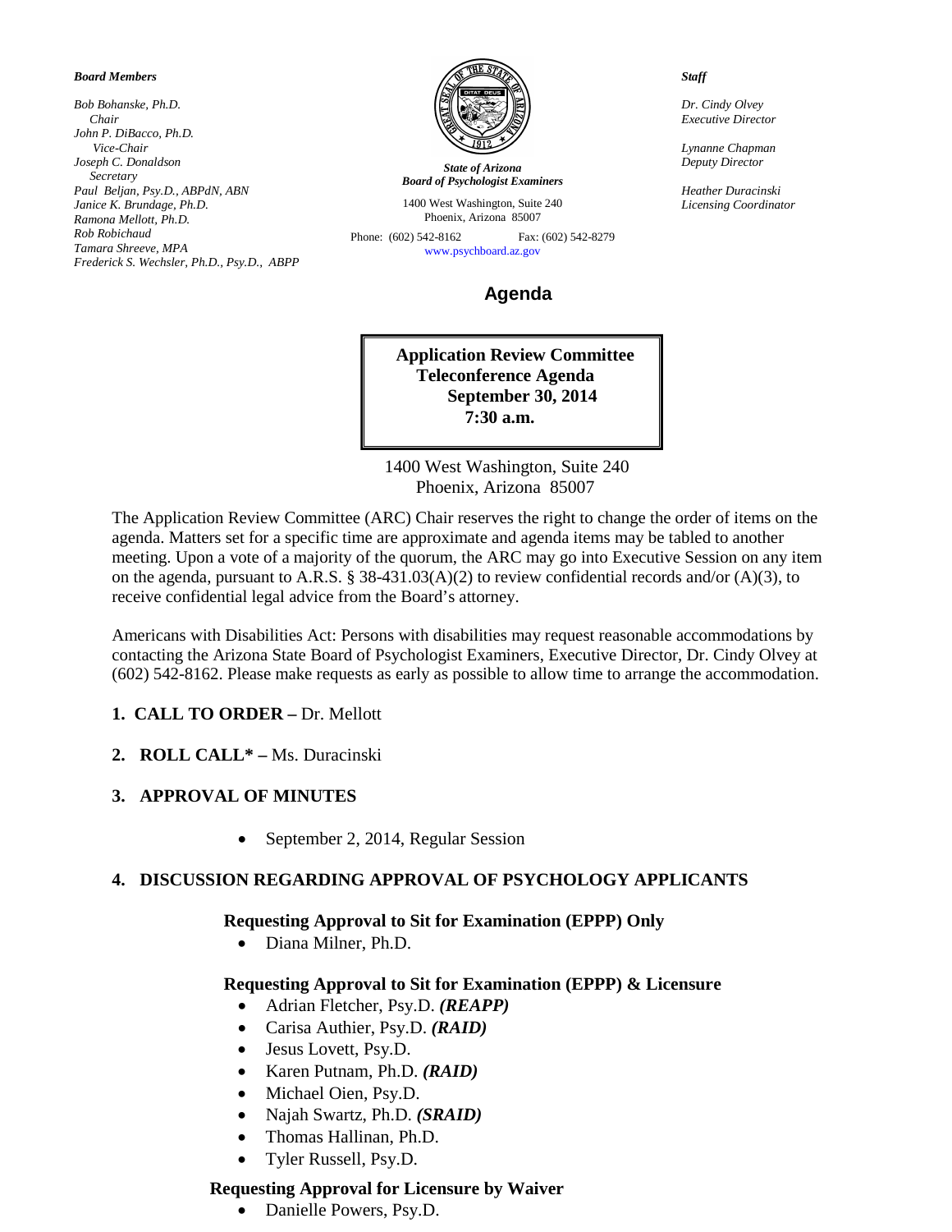***Board Members***

*Bob Bohanske, Ph.D.*
*Chair*
*John P. DiBacco, Ph.D.*
*Vice-Chair*
*Joseph C. Donaldson*
*Secretary*
*Paul Beljan, Psy.D., ABPdN, ABN*
*Janice K. Brundage, Ph.D.*
*Ramona Mellott, Ph.D.*
*Rob Robichaud*
*Tamara Shreeve, MPA*
*Frederick S. Wechsler, Ph.D., Psy.D., ABPP*

***State of Arizona***
***Board of Psychologist Examiners***

1400 West Washington, Suite 240
Phoenix, Arizona 85007

Phone: (602) 542-8162 Fax: (602) 542-8279
www.psychboard.az.gov

***Staff***

*Dr. Cindy Olvey*
*Executive Director*

*Lynanne Chapman*
*Deputy Director*

*Heather Duracinski*
*Licensing Coordinator*

# Agenda

**Application Review Committee**
**Teleconference Agenda**
**September 30, 2014**
**7:30 a.m.**

1400 West Washington, Suite 240
Phoenix, Arizona 85007

The Application Review Committee (ARC) Chair reserves the right to change the order of items on the agenda. Matters set for a specific time are approximate and agenda items may be tabled to another meeting. Upon a vote of a majority of the quorum, the ARC may go into Executive Session on any item on the agenda, pursuant to A.R.S. § 38-431.03(A)(2) to review confidential records and/or (A)(3), to receive confidential legal advice from the Board's attorney.

Americans with Disabilities Act: Persons with disabilities may request reasonable accommodations by contacting the Arizona State Board of Psychologist Examiners, Executive Director, Dr. Cindy Olvey at (602) 542-8162. Please make requests as early as possible to allow time to arrange the accommodation.

1. **CALL TO ORDER –** Dr. Mellott

2. **ROLL CALL* –** Ms. Duracinski

3. **APPROVAL OF MINUTES**

   - September 2, 2014, Regular Session

4. **DISCUSSION REGARDING APPROVAL OF PSYCHOLOGY APPLICANTS**

**Requesting Approval to Sit for Examination (EPPP) Only**

- Diana Milner, Ph.D.

**Requesting Approval to Sit for Examination (EPPP) & Licensure**

- Adrian Fletcher, Psy.D. ***(REAPP)***
- Carisa Authier, Psy.D. ***(RAID)***
- Jesus Lovett, Psy.D.
- Karen Putnam, Ph.D. ***(RAID)***
- Michael Oien, Psy.D.
- Najah Swartz, Ph.D. ***(SRAID)***
- Thomas Hallinan, Ph.D.
- Tyler Russell, Psy.D.

**Requesting Approval for Licensure by Waiver**

- Danielle Powers, Psy.D.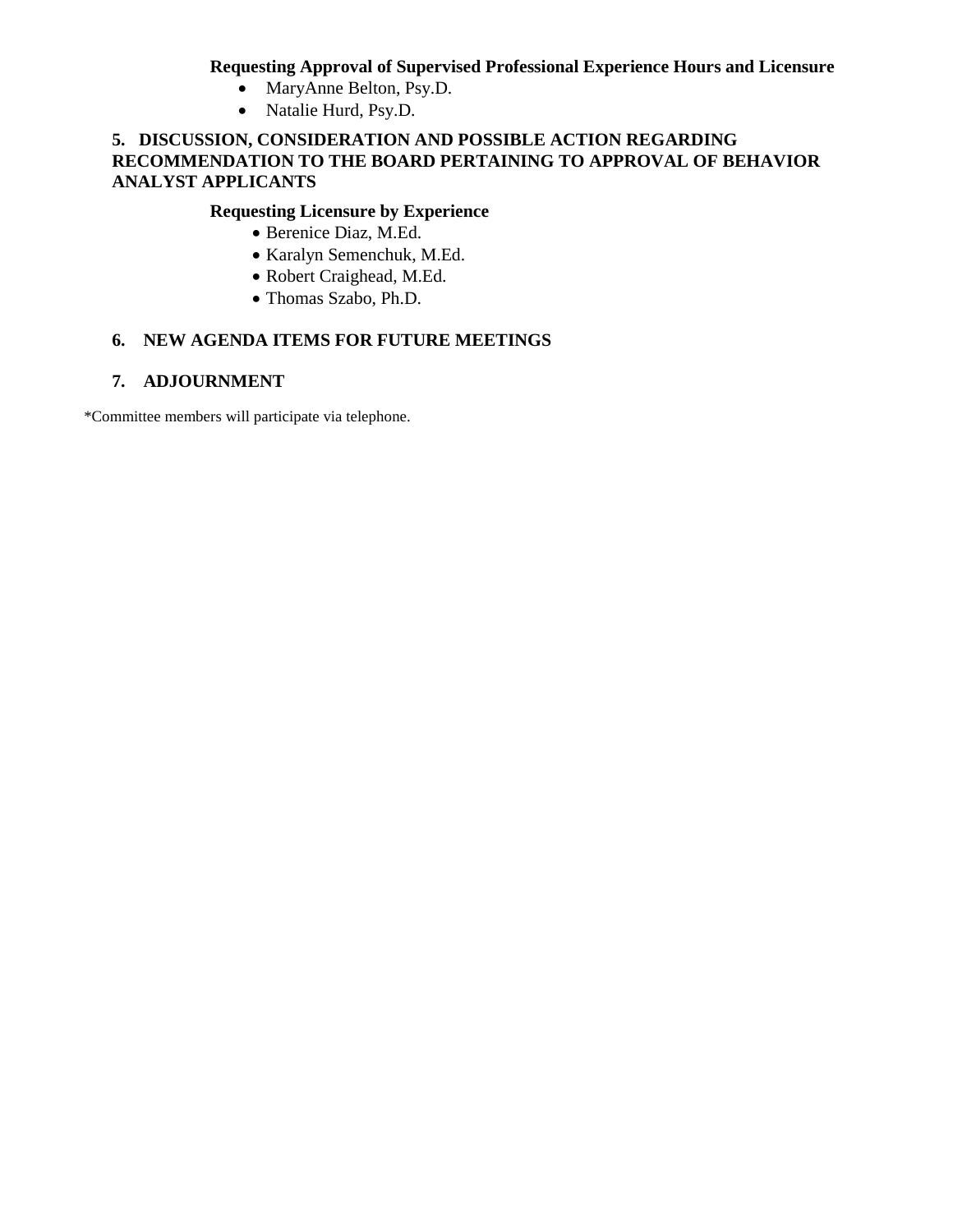**Requesting Approval of Supervised Professional Experience Hours and Licensure**

- MaryAnne Belton, Psy.D.
- Natalie Hurd, Psy.D.

**5. DISCUSSION, CONSIDERATION AND POSSIBLE ACTION REGARDING RECOMMENDATION TO THE BOARD PERTAINING TO APPROVAL OF BEHAVIOR ANALYST APPLICANTS**

**Requesting Licensure by Experience**

- Berenice Diaz, M.Ed.
- Karalyn Semenchuk, M.Ed.
- Robert Craighead, M.Ed.
- Thomas Szabo, Ph.D.

**6. NEW AGENDA ITEMS FOR FUTURE MEETINGS**

**7. ADJOURNMENT**

*Committee members will participate via telephone.